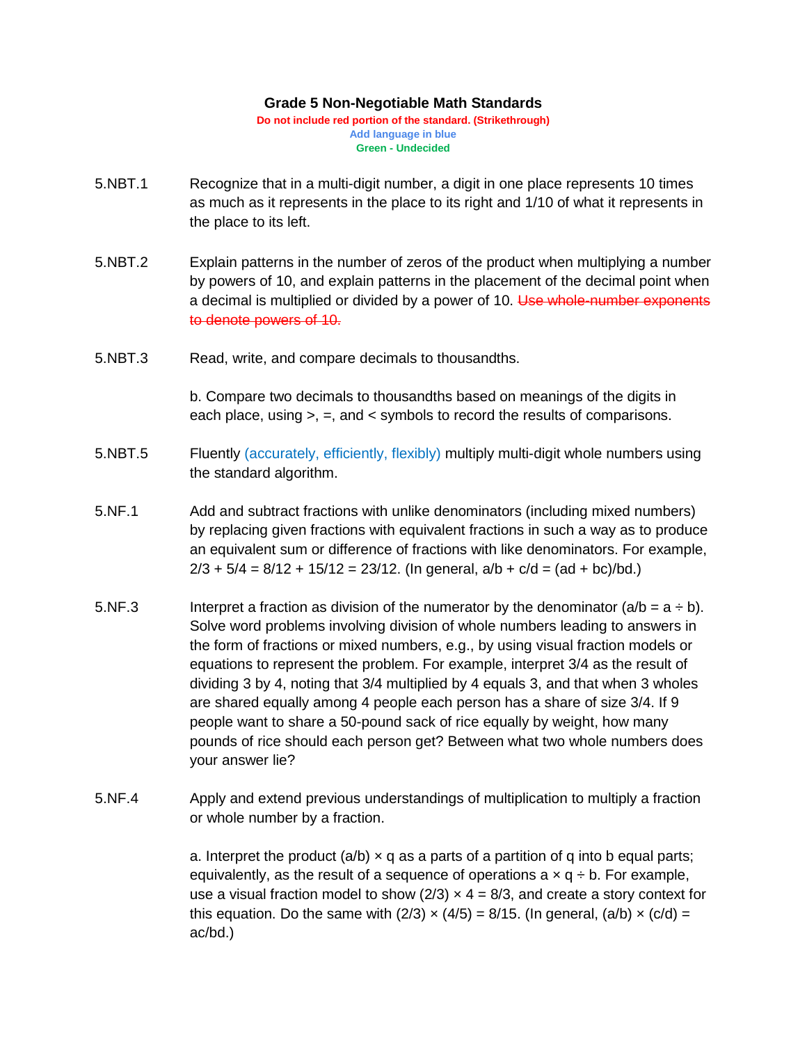# Grade 5 Non-Negotiable Math Standards

**Do not include red portion of the standard. (Strikethrough)**
**Add language in blue**
**Green - Undecided**

**5.NBT.1** Recognize that in a multi-digit number, a digit in one place represents 10 times as much as it represents in the place to its right and 1/10 of what it represents in the place to its left.

**5.NBT.2** Explain patterns in the number of zeros of the product when multiplying a number by powers of 10, and explain patterns in the placement of the decimal point when a decimal is multiplied or divided by a power of 10. ~~Use whole-number exponents to denote powers of 10.~~

**5.NBT.3** Read, write, and compare decimals to thousandths.

b. Compare two decimals to thousandths based on meanings of the digits in each place, using >, =, and < symbols to record the results of comparisons.

**5.NBT.5** Fluently (accurately, efficiently, flexibly) multiply multi-digit whole numbers using the standard algorithm.

**5.NF.1** Add and subtract fractions with unlike denominators (including mixed numbers) by replacing given fractions with equivalent fractions in such a way as to produce an equivalent sum or difference of fractions with like denominators. For example, $2/3 + 5/4 = 8/12 + 15/12 = 23/12$. (In general, $a/b + c/d = (ad + bc)/bd$.)

**5.NF.3** Interpret a fraction as division of the numerator by the denominator ($a/b = a \div b$). Solve word problems involving division of whole numbers leading to answers in the form of fractions or mixed numbers, e.g., by using visual fraction models or equations to represent the problem. For example, interpret 3/4 as the result of dividing 3 by 4, noting that 3/4 multiplied by 4 equals 3, and that when 3 wholes are shared equally among 4 people each person has a share of size 3/4. If 9 people want to share a 50-pound sack of rice equally by weight, how many pounds of rice should each person get? Between what two whole numbers does your answer lie?

**5.NF.4** Apply and extend previous understandings of multiplication to multiply a fraction or whole number by a fraction.

a. Interpret the product $(a/b) \times q$ as a parts of a partition of q into b equal parts; equivalently, as the result of a sequence of operations $a \times q \div b$. For example, use a visual fraction model to show $(2/3) \times 4 = 8/3$, and create a story context for this equation. Do the same with $(2/3) \times (4/5) = 8/15$. (In general, $(a/b) \times (c/d) = ac/bd$.)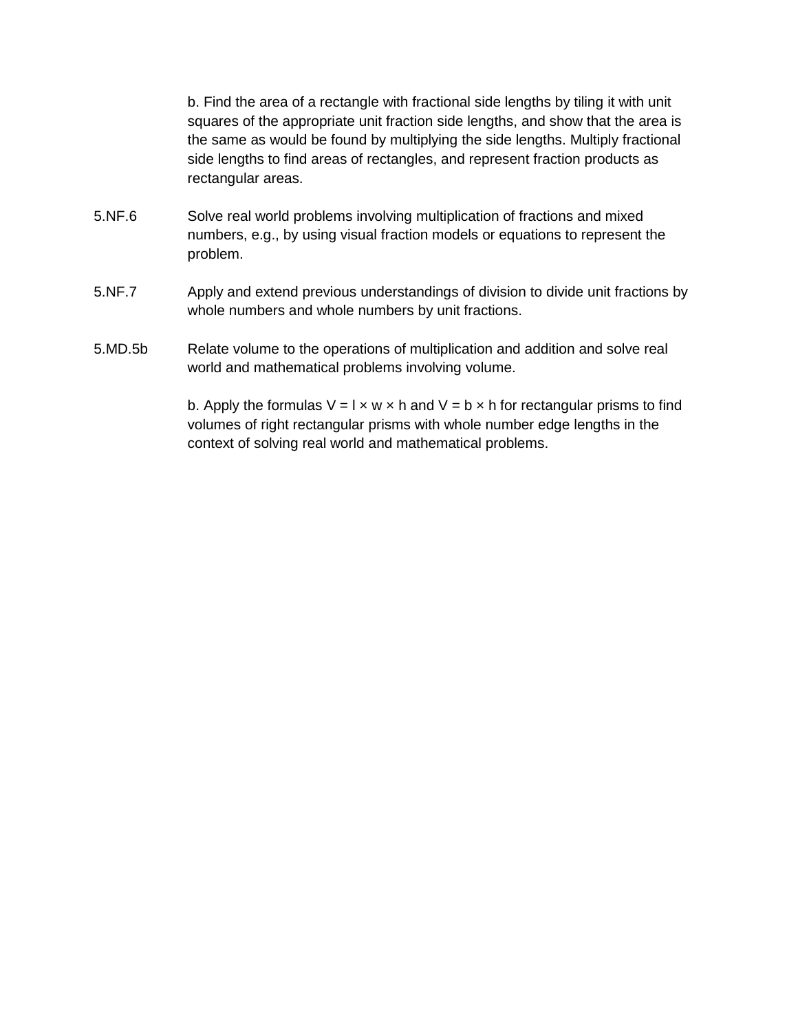b. Find the area of a rectangle with fractional side lengths by tiling it with unit squares of the appropriate unit fraction side lengths, and show that the area is the same as would be found by multiplying the side lengths. Multiply fractional side lengths to find areas of rectangles, and represent fraction products as rectangular areas.

5.NF.6 Solve real world problems involving multiplication of fractions and mixed numbers, e.g., by using visual fraction models or equations to represent the problem.

5.NF.7 Apply and extend previous understandings of division to divide unit fractions by whole numbers and whole numbers by unit fractions.

5.MD.5b Relate volume to the operations of multiplication and addition and solve real world and mathematical problems involving volume.

b. Apply the formulas $V = l \times w \times h$ and $V = b \times h$ for rectangular prisms to find volumes of right rectangular prisms with whole number edge lengths in the context of solving real world and mathematical problems.